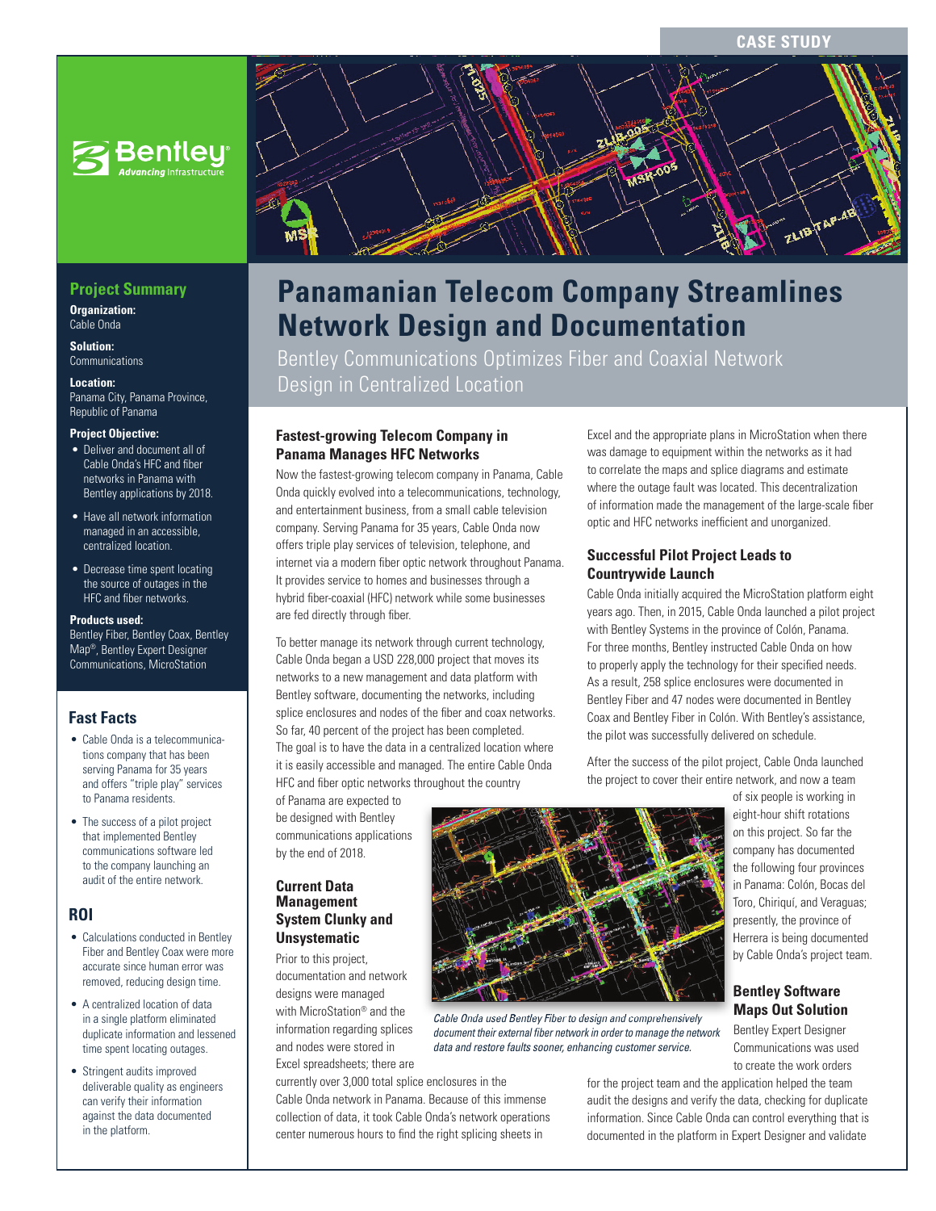CASE STUDY

# Panamanian Telecom Company Streamlines Network Design and Documentation

Bentley Communications Optimizes Fiber and Coaxial Network Design in Centralized Location

## Project Summary

**Organization:**
Cable Onda

**Solution:**
Communications

**Location:**
Panama City, Panama Province, Republic of Panama

**Project Objective:**

- Deliver and document all of Cable Onda's HFC and fiber networks in Panama with Bentley applications by 2018.
- Have all network information managed in an accessible, centralized location.
- Decrease time spent locating the source of outages in the HFC and fiber networks.

**Products used:**
Bentley Fiber, Bentley Coax, Bentley Map®, Bentley Expert Designer Communications, MicroStation

## Fast Facts

- Cable Onda is a telecommunications company that has been serving Panama for 35 years and offers "triple play" services to Panama residents.
- The success of a pilot project that implemented Bentley communications software led to the company launching an audit of the entire network.

## ROI

- Calculations conducted in Bentley Fiber and Bentley Coax were more accurate since human error was removed, reducing design time.
- A centralized location of data in a single platform eliminated duplicate information and lessened time spent locating outages.
- Stringent audits improved deliverable quality as engineers can verify their information against the data documented in the platform.

### Fastest-growing Telecom Company in Panama Manages HFC Networks

Now the fastest-growing telecom company in Panama, Cable Onda quickly evolved into a telecommunications, technology, and entertainment business, from a small cable television company. Serving Panama for 35 years, Cable Onda now offers triple play services of television, telephone, and internet via a modern fiber optic network throughout Panama. It provides service to homes and businesses through a hybrid fiber-coaxial (HFC) network while some businesses are fed directly through fiber.

To better manage its network through current technology, Cable Onda began a USD 228,000 project that moves its networks to a new management and data platform with Bentley software, documenting the networks, including splice enclosures and nodes of the fiber and coax networks. So far, 40 percent of the project has been completed. The goal is to have the data in a centralized location where it is easily accessible and managed. The entire Cable Onda HFC and fiber optic networks throughout the country of Panama are expected to be designed with Bentley communications applications by the end of 2018.

### Current Data Management System Clunky and Unsystematic

Prior to this project, documentation and network designs were managed with MicroStation® and the information regarding splices and nodes were stored in Excel spreadsheets; there are currently over 3,000 total splice enclosures in the Cable Onda network in Panama. Because of this immense collection of data, it took Cable Onda's network operations center numerous hours to find the right splicing sheets in Excel and the appropriate plans in MicroStation when there was damage to equipment within the networks as it had to correlate the maps and splice diagrams and estimate where the outage fault was located. This decentralization of information made the management of the large-scale fiber optic and HFC networks inefficient and unorganized.

*Cable Onda used Bentley Fiber to design and comprehensively document their external fiber network in order to manage the network data and restore faults sooner, enhancing customer service.*

### Successful Pilot Project Leads to Countrywide Launch

Cable Onda initially acquired the MicroStation platform eight years ago. Then, in 2015, Cable Onda launched a pilot project with Bentley Systems in the province of Colón, Panama. For three months, Bentley instructed Cable Onda on how to properly apply the technology for their specified needs. As a result, 258 splice enclosures were documented in Bentley Fiber and 47 nodes were documented in Bentley Coax and Bentley Fiber in Colón. With Bentley's assistance, the pilot was successfully delivered on schedule.

After the success of the pilot project, Cable Onda launched the project to cover their entire network, and now a team of six people is working in eight-hour shift rotations on this project. So far the company has documented the following four provinces in Panama: Colón, Bocas del Toro, Chiriquí, and Veraguas; presently, the province of Herrera is being documented by Cable Onda's project team.

### Bentley Software Maps Out Solution

Bentley Expert Designer Communications was used to create the work orders for the project team and the application helped the team audit the designs and verify the data, checking for duplicate information. Since Cable Onda can control everything that is documented in the platform in Expert Designer and validate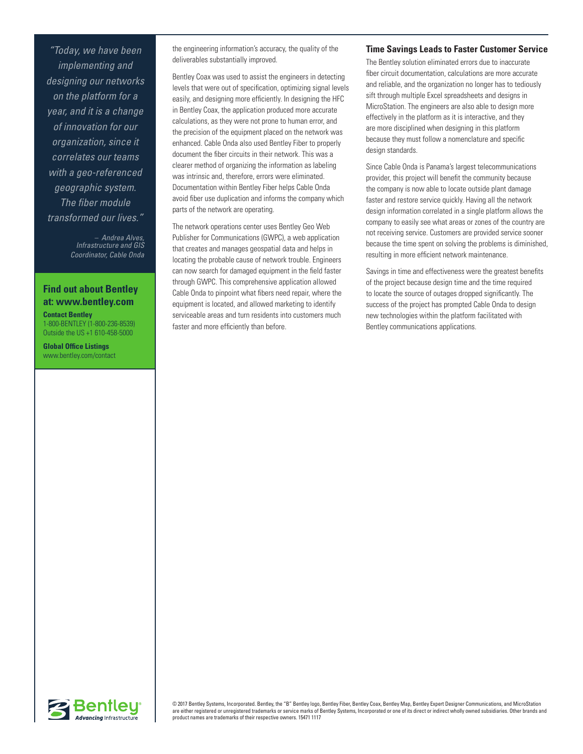*"Today, we have been implementing and designing our networks on the platform for a year, and it is a change of innovation for our organization, since it correlates our teams with a geo-referenced geographic system. The fiber module transformed our lives."*

*– Andrea Alves, Infrastructure and GIS Coordinator, Cable Onda*

**Find out about Bentley at: www.bentley.com**

**Contact Bentley**
1-800-BENTLEY (1-800-236-8539)
Outside the US +1 610-458-5000

**Global Office Listings**
www.bentley.com/contact

the engineering information's accuracy, the quality of the deliverables substantially improved.

Bentley Coax was used to assist the engineers in detecting levels that were out of specification, optimizing signal levels easily, and designing more efficiently. In designing the HFC in Bentley Coax, the application produced more accurate calculations, as they were not prone to human error, and the precision of the equipment placed on the network was enhanced. Cable Onda also used Bentley Fiber to properly document the fiber circuits in their network. This was a clearer method of organizing the information as labeling was intrinsic and, therefore, errors were eliminated. Documentation within Bentley Fiber helps Cable Onda avoid fiber use duplication and informs the company which parts of the network are operating.

The network operations center uses Bentley Geo Web Publisher for Communications (GWPC), a web application that creates and manages geospatial data and helps in locating the probable cause of network trouble. Engineers can now search for damaged equipment in the field faster through GWPC. This comprehensive application allowed Cable Onda to pinpoint what fibers need repair, where the equipment is located, and allowed marketing to identify serviceable areas and turn residents into customers much faster and more efficiently than before.

### Time Savings Leads to Faster Customer Service

The Bentley solution eliminated errors due to inaccurate fiber circuit documentation, calculations are more accurate and reliable, and the organization no longer has to tediously sift through multiple Excel spreadsheets and designs in MicroStation. The engineers are also able to design more effectively in the platform as it is interactive, and they are more disciplined when designing in this platform because they must follow a nomenclature and specific design standards.

Since Cable Onda is Panama's largest telecommunications provider, this project will benefit the community because the company is now able to locate outside plant damage faster and restore service quickly. Having all the network design information correlated in a single platform allows the company to easily see what areas or zones of the country are not receiving service. Customers are provided service sooner because the time spent on solving the problems is diminished, resulting in more efficient network maintenance.

Savings in time and effectiveness were the greatest benefits of the project because design time and the time required to locate the source of outages dropped significantly. The success of the project has prompted Cable Onda to design new technologies within the platform facilitated with Bentley communications applications.

© 2017 Bentley Systems, Incorporated. Bentley, the "B" Bentley logo, Bentley Fiber, Bentley Coax, Bentley Map, Bentley Expert Designer Communications, and MicroStation are either registered or unregistered trademarks or service marks of Bentley Systems, Incorporated or one of its direct or indirect wholly owned subsidiaries. Other brands and product names are trademarks of their respective owners. 15471 1117